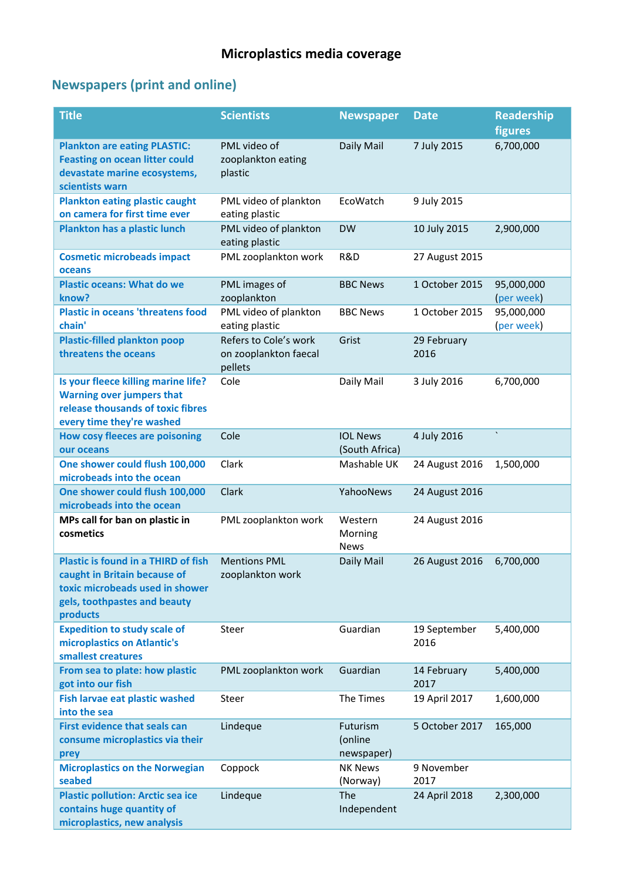# Microplastics media coverage

## Newspapers (print and online)

| Title | Scientists | Newspaper | Date | Readership figures |
|---|---|---|---|---|
| Plankton are eating PLASTIC: Feasting on ocean litter could devastate marine ecosystems, scientists warn | PML video of zooplankton eating plastic | Daily Mail | 7 July 2015 | 6,700,000 |
| Plankton eating plastic caught on camera for first time ever | PML video of plankton eating plastic | EcoWatch | 9 July 2015 | |
| Plankton has a plastic lunch | PML video of plankton eating plastic | DW | 10 July 2015 | 2,900,000 |
| Cosmetic microbeads impact oceans | PML zooplankton work | R&D | 27 August 2015 | |
| Plastic oceans: What do we know? | PML images of zooplankton | BBC News | 1 October 2015 | 95,000,000 (per week) |
| Plastic in oceans 'threatens food chain' | PML video of plankton eating plastic | BBC News | 1 October 2015 | 95,000,000 (per week) |
| Plastic-filled plankton poop threatens the oceans | Refers to Cole's work on zooplankton faecal pellets | Grist | 29 February 2016 | |
| Is your fleece killing marine life? Warning over jumpers that release thousands of toxic fibres every time they're washed | Cole | Daily Mail | 3 July 2016 | 6,700,000 |
| How cosy fleeces are poisoning our oceans | Cole | IOL News (South Africa) | 4 July 2016 | ` |
| One shower could flush 100,000 microbeads into the ocean | Clark | Mashable UK | 24 August 2016 | 1,500,000 |
| One shower could flush 100,000 microbeads into the ocean | Clark | YahooNews | 24 August 2016 | |
| MPs call for ban on plastic in cosmetics | PML zooplankton work | Western Morning News | 24 August 2016 | |
| Plastic is found in a THIRD of fish caught in Britain because of toxic microbeads used in shower gels, toothpastes and beauty products | Mentions PML zooplankton work | Daily Mail | 26 August 2016 | 6,700,000 |
| Expedition to study scale of microplastics on Atlantic's smallest creatures | Steer | Guardian | 19 September 2016 | 5,400,000 |
| From sea to plate: how plastic got into our fish | PML zooplankton work | Guardian | 14 February 2017 | 5,400,000 |
| Fish larvae eat plastic washed into the sea | Steer | The Times | 19 April 2017 | 1,600,000 |
| First evidence that seals can consume microplastics via their prey | Lindeque | Futurism (online newspaper) | 5 October 2017 | 165,000 |
| Microplastics on the Norwegian seabed | Coppock | NK News (Norway) | 9 November 2017 | |
| Plastic pollution: Arctic sea ice contains huge quantity of microplastics, new analysis | Lindeque | The Independent | 24 April 2018 | 2,300,000 |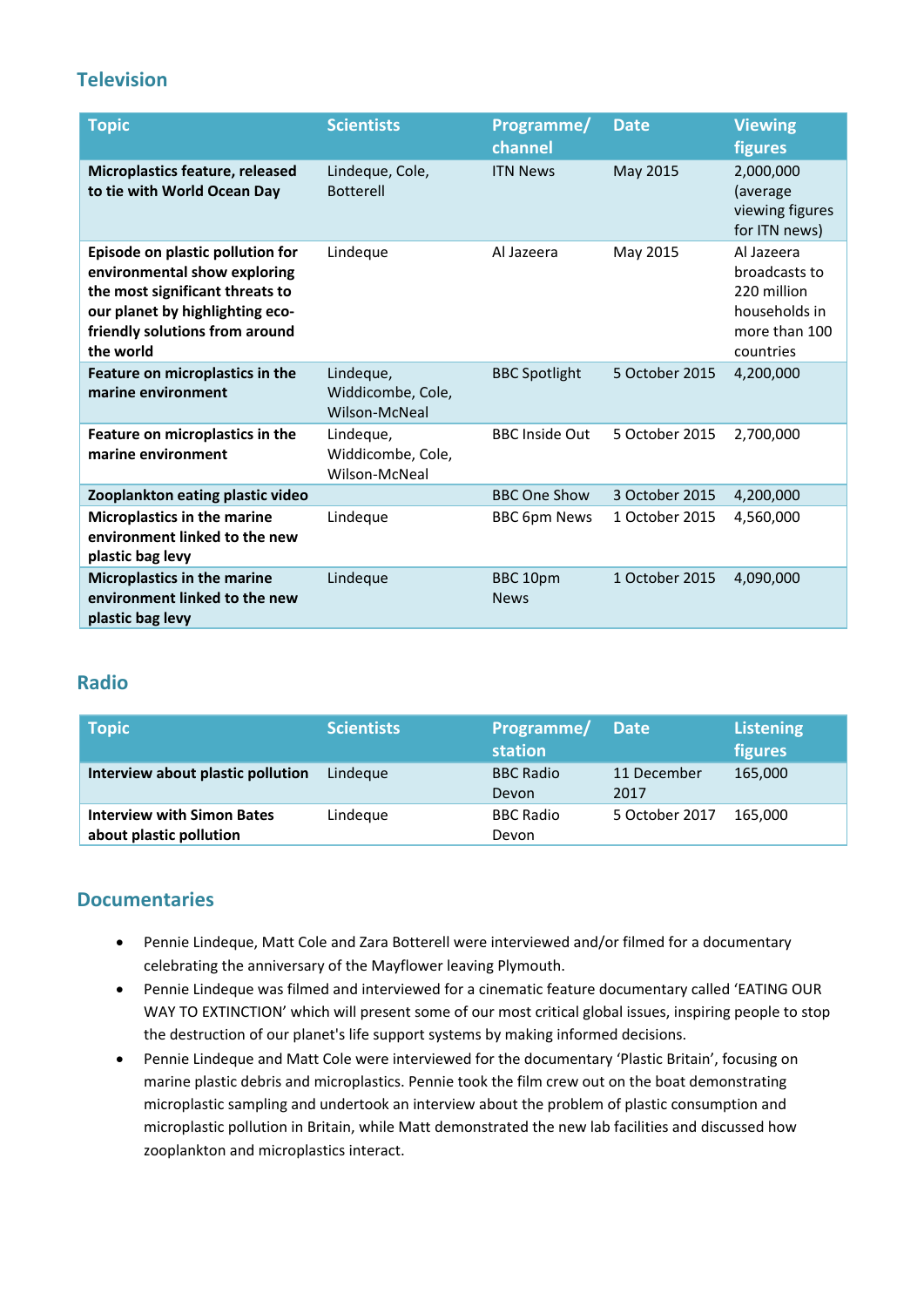## Television

| Topic | Scientists | Programme/ channel | Date | Viewing figures |
|---|---|---|---|---|
| **Microplastics feature, released to tie with World Ocean Day** | Lindeque, Cole, Botterell | ITN News | May 2015 | 2,000,000 (average viewing figures for ITN news) |
| **Episode on plastic pollution for environmental show exploring the most significant threats to our planet by highlighting eco-friendly solutions from around the world** | Lindeque | Al Jazeera | May 2015 | Al Jazeera broadcasts to 220 million households in more than 100 countries |
| **Feature on microplastics in the marine environment** | Lindeque, Widdicombe, Cole, Wilson-McNeal | BBC Spotlight | 5 October 2015 | 4,200,000 |
| **Feature on microplastics in the marine environment** | Lindeque, Widdicombe, Cole, Wilson-McNeal | BBC Inside Out | 5 October 2015 | 2,700,000 |
| **Zooplankton eating plastic video** | | BBC One Show | 3 October 2015 | 4,200,000 |
| **Microplastics in the marine environment linked to the new plastic bag levy** | Lindeque | BBC 6pm News | 1 October 2015 | 4,560,000 |
| **Microplastics in the marine environment linked to the new plastic bag levy** | Lindeque | BBC 10pm News | 1 October 2015 | 4,090,000 |

## Radio

| Topic | Scientists | Programme/ station | Date | Listening figures |
|---|---|---|---|---|
| **Interview about plastic pollution** | Lindeque | BBC Radio Devon | 11 December 2017 | 165,000 |
| **Interview with Simon Bates about plastic pollution** | Lindeque | BBC Radio Devon | 5 October 2017 | 165,000 |

## Documentaries

- Pennie Lindeque, Matt Cole and Zara Botterell were interviewed and/or filmed for a documentary celebrating the anniversary of the Mayflower leaving Plymouth.
- Pennie Lindeque was filmed and interviewed for a cinematic feature documentary called 'EATING OUR WAY TO EXTINCTION' which will present some of our most critical global issues, inspiring people to stop the destruction of our planet's life support systems by making informed decisions.
- Pennie Lindeque and Matt Cole were interviewed for the documentary 'Plastic Britain', focusing on marine plastic debris and microplastics. Pennie took the film crew out on the boat demonstrating microplastic sampling and undertook an interview about the problem of plastic consumption and microplastic pollution in Britain, while Matt demonstrated the new lab facilities and discussed how zooplankton and microplastics interact.